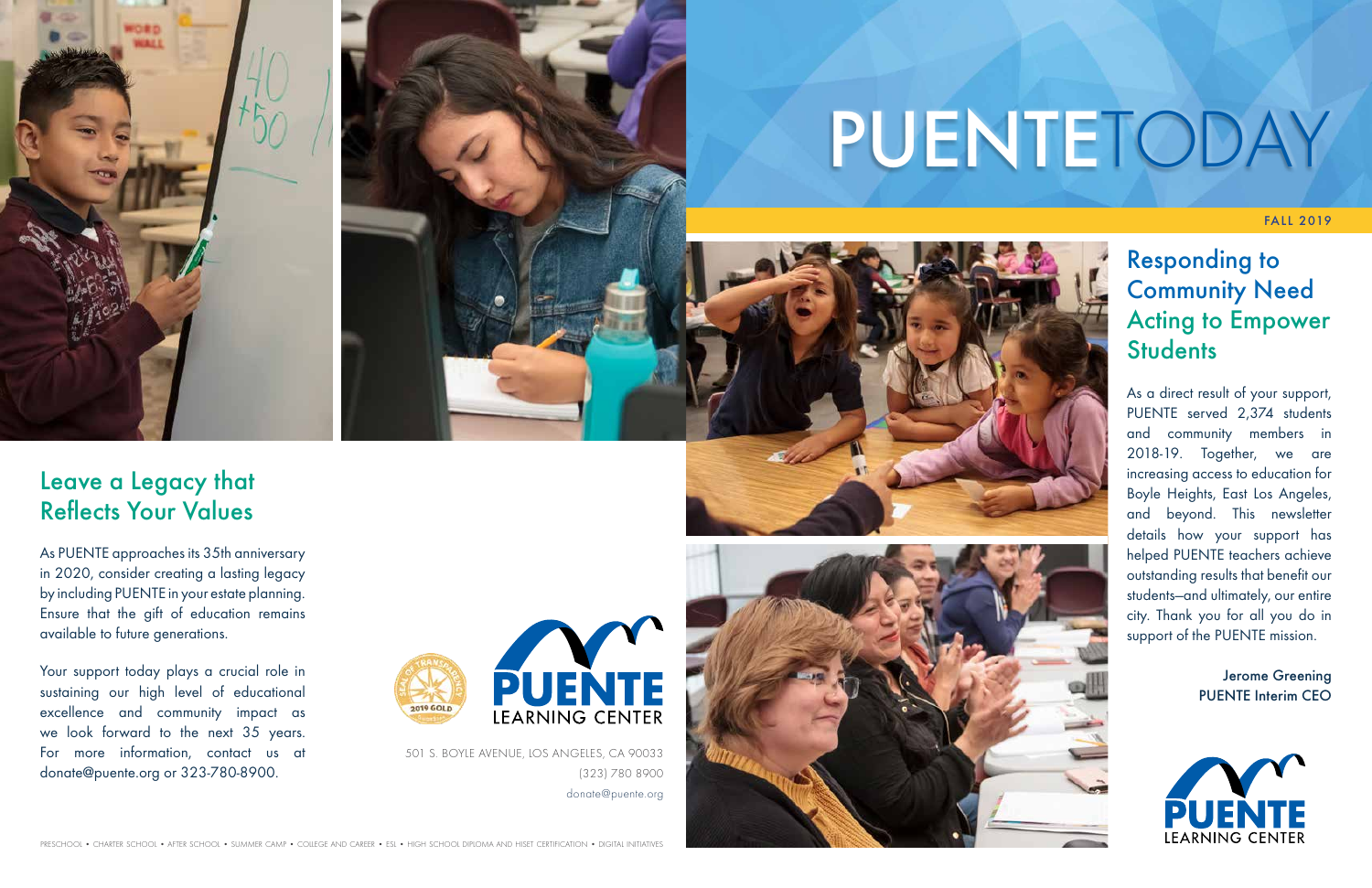# PUENTETODAY

FALL 2019

## Responding to Community Need Acting to Empower Students

As a direct result of your support, PUENTE served 2,374 students and community members in 2018-19. Together, we are increasing access to education for Boyle Heights, East Los Angeles, and beyond. This newsletter details how your support has helped PUENTE teachers achieve outstanding results that benefit our students—and ultimately, our entire city. Thank you for all you do in support of the PUENTE mission.

**Jerome Greening**
**PUENTE Interim CEO**

## Leave a Legacy that Reflects Your Values

As PUENTE approaches its 35th anniversary in 2020, consider creating a lasting legacy by including PUENTE in your estate planning. Ensure that the gift of education remains available to future generations.

Your support today plays a crucial role in sustaining our high level of educational excellence and community impact as we look forward to the next 35 years. For more information, contact us at donate@puente.org or 323-780-8900.

PUENTE LEARNING CENTER

501 S. BOYLE AVENUE, LOS ANGELES, CA 90033
(323) 780 8900
donate@puente.org

PRESCHOOL • CHARTER SCHOOL • AFTER SCHOOL • SUMMER CAMP • COLLEGE AND CAREER • ESL • HIGH SCHOOL DIPLOMA AND HISET CERTIFICATION • DIGITAL INITIATIVES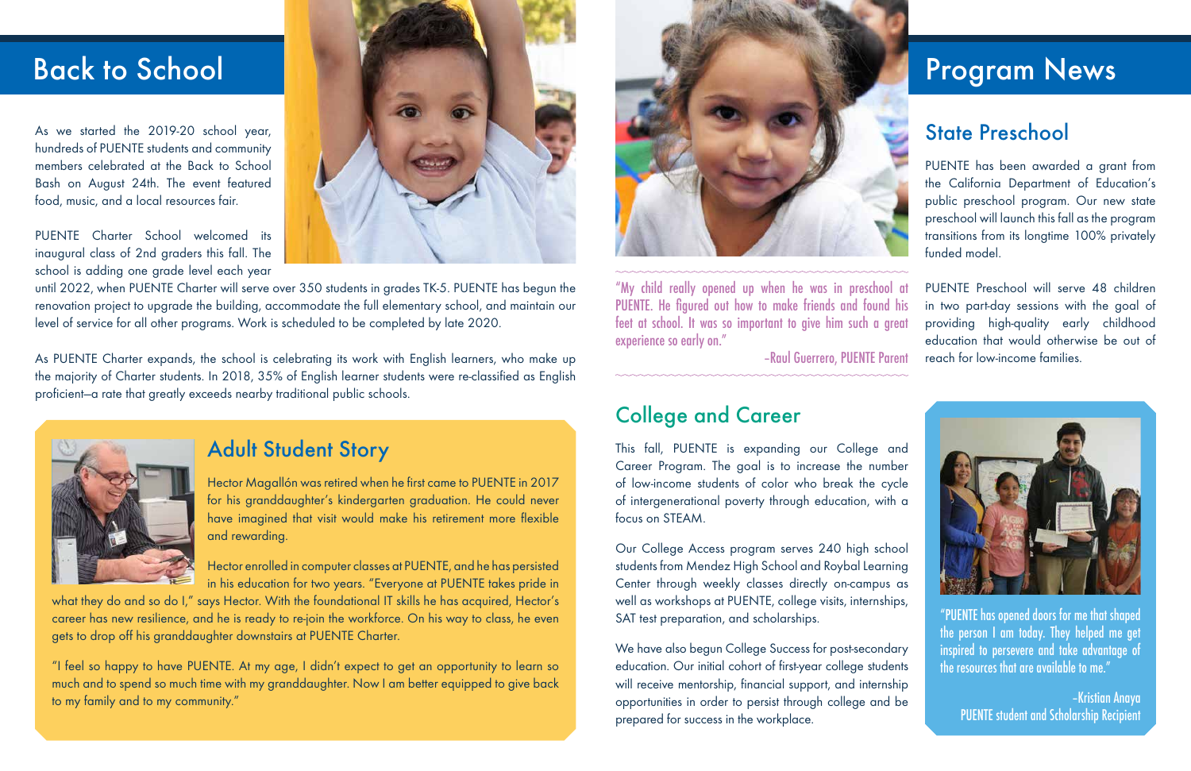# Back to School

As we started the 2019-20 school year, hundreds of PUENTE students and community members celebrated at the Back to School Bash on August 24th. The event featured food, music, and a local resources fair.

PUENTE Charter School welcomed its inaugural class of 2nd graders this fall. The school is adding one grade level each year until 2022, when PUENTE Charter will serve over 350 students in grades TK-5. PUENTE has begun the renovation project to upgrade the building, accommodate the full elementary school, and maintain our level of service for all other programs. Work is scheduled to be completed by late 2020.

As PUENTE Charter expands, the school is celebrating its work with English learners, who make up the majority of Charter students. In 2018, 35% of English learner students were re-classified as English proficient—a rate that greatly exceeds nearby traditional public schools.

## Adult Student Story

Hector Magallón was retired when he first came to PUENTE in 2017 for his granddaughter's kindergarten graduation. He could never have imagined that visit would make his retirement more flexible and rewarding.

Hector enrolled in computer classes at PUENTE, and he has persisted in his education for two years. "Everyone at PUENTE takes pride in what they do and so do I," says Hector. With the foundational IT skills he has acquired, Hector's career has new resilience, and he is ready to re-join the workforce. On his way to class, he even gets to drop off his granddaughter downstairs at PUENTE Charter.

"I feel so happy to have PUENTE. At my age, I didn't expect to get an opportunity to learn so much and to spend so much time with my granddaughter. Now I am better equipped to give back to my family and to my community."

"My child really opened up when he was in preschool at PUENTE. He figured out how to make friends and found his feet at school. It was so important to give him such a great experience so early on."

-Raul Guerrero, PUENTE Parent

## College and Career

This fall, PUENTE is expanding our College and Career Program. The goal is to increase the number of low-income students of color who break the cycle of intergenerational poverty through education, with a focus on STEAM.

Our College Access program serves 240 high school students from Mendez High School and Roybal Learning Center through weekly classes directly on-campus as well as workshops at PUENTE, college visits, internships, SAT test preparation, and scholarships.

We have also begun College Success for post-secondary education. Our initial cohort of first-year college students will receive mentorship, financial support, and internship opportunities in order to persist through college and be prepared for success in the workplace.

# Program News

## State Preschool

PUENTE has been awarded a grant from the California Department of Education's public preschool program. Our new state preschool will launch this fall as the program transitions from its longtime 100% privately funded model.

PUENTE Preschool will serve 48 children in two part-day sessions with the goal of providing high-quality early childhood education that would otherwise be out of reach for low-income families.

"PUENTE has opened doors for me that shaped the person I am today. They helped me get inspired to persevere and take advantage of the resources that are available to me."

-Kristian Anaya
PUENTE student and Scholarship Recipient